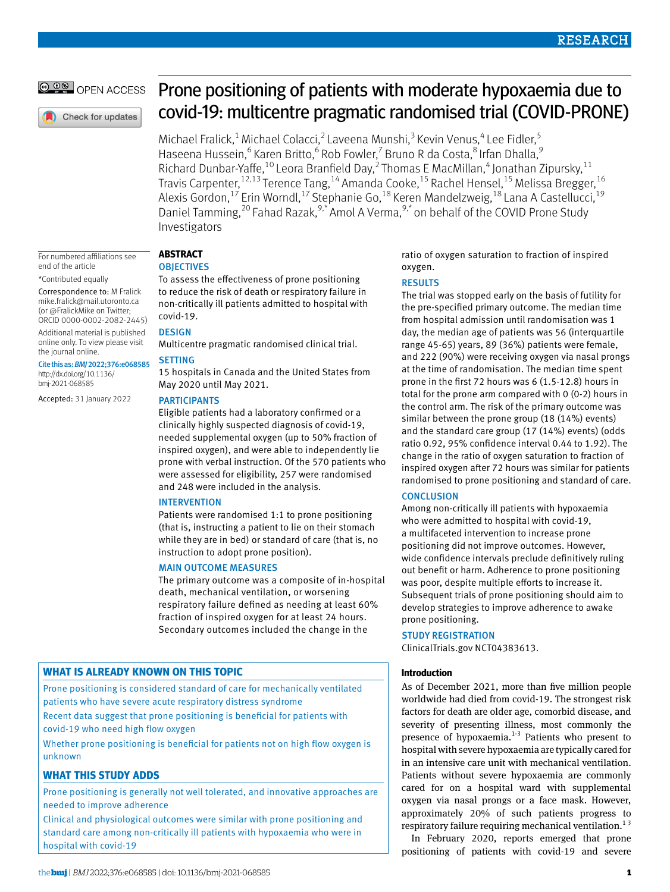# Prone positioning of patients with moderate hypoxaemia due to covid-19: multicentre pragmatic randomised trial (COVID-PRONE)

Michael Fralick,[1] Michael Colacci,[2] Laveena Munshi,[3] Kevin Venus,[4] Lee Fidler,[5] Haseena Hussein,[6] Karen Britto,[6] Rob Fowler,[7] Bruno R da Costa,[8] Irfan Dhalla,[9] Richard Dunbar-Yaffe,[10] Leora Branfield Day,[2] Thomas E MacMillan,[4] Jonathan Zipursky,[11] Travis Carpenter,[12,13] Terence Tang,[14] Amanda Cooke,[15] Rachel Hensel,[15] Melissa Bregger,[16] Alexis Gordon,[17] Erin Worndl,[17] Stephanie Go,[18] Keren Mandelzweig,[18] Lana A Castellucci,[19] Daniel Tamming,[20] Fahad Razak,[9,*] Amol A Verma,[9,*] on behalf of the COVID Prone Study Investigators

For numbered affiliations see end of the article

*Contributed equally

Correspondence to: M Fralick mike.fralick@mail.utoronto.ca (or @FralickMike on Twitter; ORCID 0000-0002-2082-2445)

Additional material is published online only. To view please visit the journal online.

Cite this as: *BMJ* 2022;376:e068585 http://dx.doi.org/10.1136/bmj-2021-068585

Accepted: 31 January 2022

## ABSTRACT

### OBJECTIVES

To assess the effectiveness of prone positioning to reduce the risk of death or respiratory failure in non-critically ill patients admitted to hospital with covid-19.

### DESIGN

Multicentre pragmatic randomised clinical trial.

### SETTING

15 hospitals in Canada and the United States from May 2020 until May 2021.

### PARTICIPANTS

Eligible patients had a laboratory confirmed or a clinically highly suspected diagnosis of covid-19, needed supplemental oxygen (up to 50% fraction of inspired oxygen), and were able to independently lie prone with verbal instruction. Of the 570 patients who were assessed for eligibility, 257 were randomised and 248 were included in the analysis.

### INTERVENTION

Patients were randomised 1:1 to prone positioning (that is, instructing a patient to lie on their stomach while they are in bed) or standard of care (that is, no instruction to adopt prone position).

### MAIN OUTCOME MEASURES

The primary outcome was a composite of in-hospital death, mechanical ventilation, or worsening respiratory failure defined as needing at least 60% fraction of inspired oxygen for at least 24 hours. Secondary outcomes included the change in the ratio of oxygen saturation to fraction of inspired oxygen.

### RESULTS

The trial was stopped early on the basis of futility for the pre-specified primary outcome. The median time from hospital admission until randomisation was 1 day, the median age of patients was 56 (interquartile range 45-65) years, 89 (36%) patients were female, and 222 (90%) were receiving oxygen via nasal prongs at the time of randomisation. The median time spent prone in the first 72 hours was 6 (1.5-12.8) hours in total for the prone arm compared with 0 (0-2) hours in the control arm. The risk of the primary outcome was similar between the prone group (18 (14%) events) and the standard care group (17 (14%) events) (odds ratio 0.92, 95% confidence interval 0.44 to 1.92). The change in the ratio of oxygen saturation to fraction of inspired oxygen after 72 hours was similar for patients randomised to prone positioning and standard of care.

### CONCLUSION

Among non-critically ill patients with hypoxaemia who were admitted to hospital with covid-19, a multifaceted intervention to increase prone positioning did not improve outcomes. However, wide confidence intervals preclude definitively ruling out benefit or harm. Adherence to prone positioning was poor, despite multiple efforts to increase it. Subsequent trials of prone positioning should aim to develop strategies to improve adherence to awake prone positioning.

### STUDY REGISTRATION

ClinicalTrials.gov NCT04383613.

### WHAT IS ALREADY KNOWN ON THIS TOPIC

Prone positioning is considered standard of care for mechanically ventilated patients who have severe acute respiratory distress syndrome

Recent data suggest that prone positioning is beneficial for patients with covid-19 who need high flow oxygen

Whether prone positioning is beneficial for patients not on high flow oxygen is unknown

### WHAT THIS STUDY ADDS

Prone positioning is generally not well tolerated, and innovative approaches are needed to improve adherence

Clinical and physiological outcomes were similar with prone positioning and standard care among non-critically ill patients with hypoxaemia who were in hospital with covid-19

## Introduction

As of December 2021, more than five million people worldwide had died from covid-19. The strongest risk factors for death are older age, comorbid disease, and severity of presenting illness, most commonly the presence of hypoxaemia.[1-3] Patients who present to hospital with severe hypoxaemia are typically cared for in an intensive care unit with mechanical ventilation. Patients without severe hypoxaemia are commonly cared for on a hospital ward with supplemental oxygen via nasal prongs or a face mask. However, approximately 20% of such patients progress to respiratory failure requiring mechanical ventilation.[1,3]

In February 2020, reports emerged that prone positioning of patients with covid-19 and severe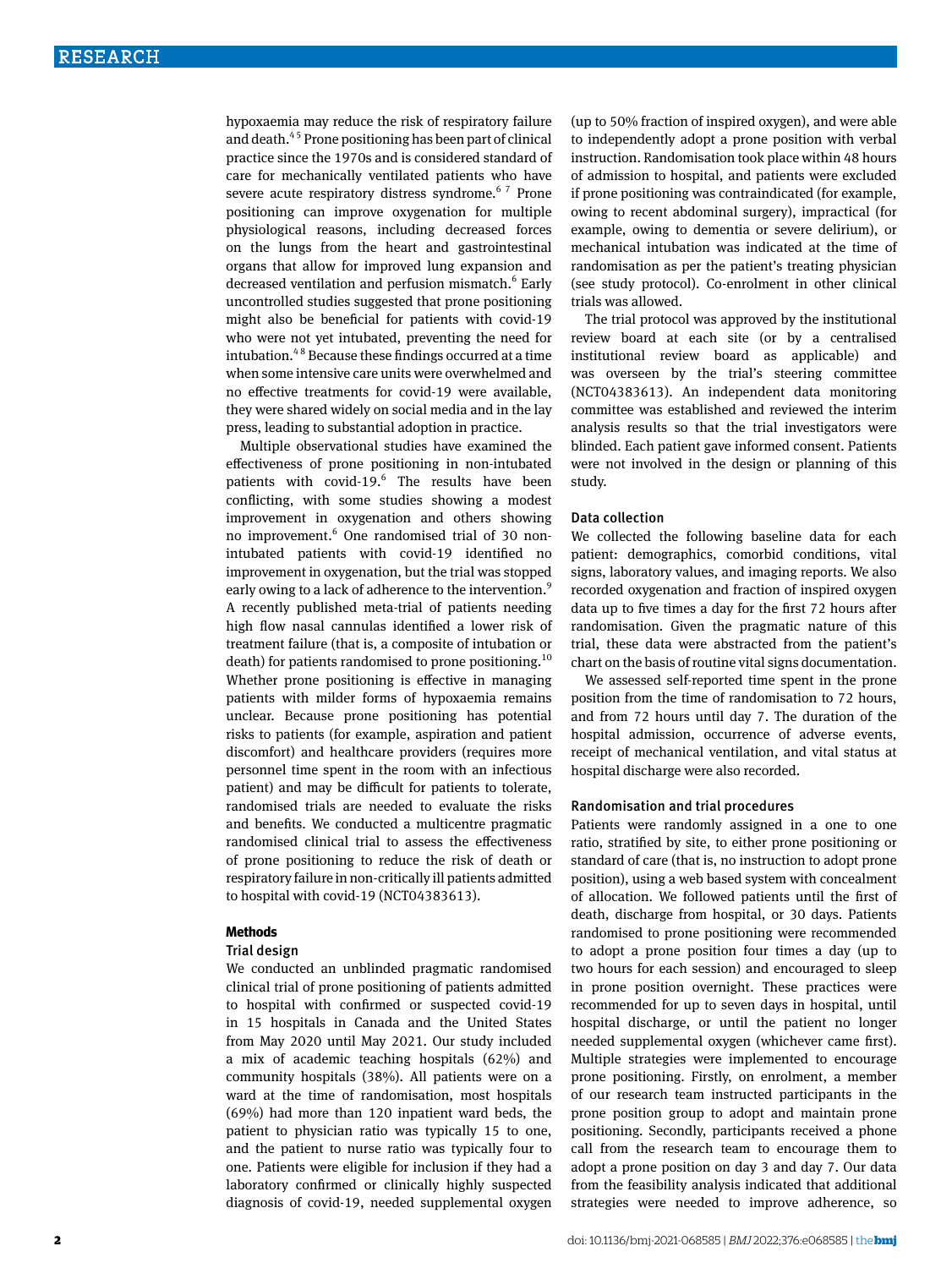hypoxaemia may reduce the risk of respiratory failure and death.[4 5] Prone positioning has been part of clinical practice since the 1970s and is considered standard of care for mechanically ventilated patients who have severe acute respiratory distress syndrome.[6 7] Prone positioning can improve oxygenation for multiple physiological reasons, including decreased forces on the lungs from the heart and gastrointestinal organs that allow for improved lung expansion and decreased ventilation and perfusion mismatch.[6] Early uncontrolled studies suggested that prone positioning might also be beneficial for patients with covid-19 who were not yet intubated, preventing the need for intubation.[4 8] Because these findings occurred at a time when some intensive care units were overwhelmed and no effective treatments for covid-19 were available, they were shared widely on social media and in the lay press, leading to substantial adoption in practice.

Multiple observational studies have examined the effectiveness of prone positioning in non-intubated patients with covid-19.[6] The results have been conflicting, with some studies showing a modest improvement in oxygenation and others showing no improvement.[6] One randomised trial of 30 non-intubated patients with covid-19 identified no improvement in oxygenation, but the trial was stopped early owing to a lack of adherence to the intervention.[9] A recently published meta-trial of patients needing high flow nasal cannulas identified a lower risk of treatment failure (that is, a composite of intubation or death) for patients randomised to prone positioning.[10] Whether prone positioning is effective in managing patients with milder forms of hypoxaemia remains unclear. Because prone positioning has potential risks to patients (for example, aspiration and patient discomfort) and healthcare providers (requires more personnel time spent in the room with an infectious patient) and may be difficult for patients to tolerate, randomised trials are needed to evaluate the risks and benefits. We conducted a multicentre pragmatic randomised clinical trial to assess the effectiveness of prone positioning to reduce the risk of death or respiratory failure in non-critically ill patients admitted to hospital with covid-19 (NCT04383613).

## Methods

### Trial design

We conducted an unblinded pragmatic randomised clinical trial of prone positioning of patients admitted to hospital with confirmed or suspected covid-19 in 15 hospitals in Canada and the United States from May 2020 until May 2021. Our study included a mix of academic teaching hospitals (62%) and community hospitals (38%). All patients were on a ward at the time of randomisation, most hospitals (69%) had more than 120 inpatient ward beds, the patient to physician ratio was typically 15 to one, and the patient to nurse ratio was typically four to one. Patients were eligible for inclusion if they had a laboratory confirmed or clinically highly suspected diagnosis of covid-19, needed supplemental oxygen (up to 50% fraction of inspired oxygen), and were able to independently adopt a prone position with verbal instruction. Randomisation took place within 48 hours of admission to hospital, and patients were excluded if prone positioning was contraindicated (for example, owing to recent abdominal surgery), impractical (for example, owing to dementia or severe delirium), or mechanical intubation was indicated at the time of randomisation as per the patient's treating physician (see study protocol). Co-enrolment in other clinical trials was allowed.

The trial protocol was approved by the institutional review board at each site (or by a centralised institutional review board as applicable) and was overseen by the trial's steering committee (NCT04383613). An independent data monitoring committee was established and reviewed the interim analysis results so that the trial investigators were blinded. Each patient gave informed consent. Patients were not involved in the design or planning of this study.

### Data collection

We collected the following baseline data for each patient: demographics, comorbid conditions, vital signs, laboratory values, and imaging reports. We also recorded oxygenation and fraction of inspired oxygen data up to five times a day for the first 72 hours after randomisation. Given the pragmatic nature of this trial, these data were abstracted from the patient's chart on the basis of routine vital signs documentation.

We assessed self-reported time spent in the prone position from the time of randomisation to 72 hours, and from 72 hours until day 7. The duration of the hospital admission, occurrence of adverse events, receipt of mechanical ventilation, and vital status at hospital discharge were also recorded.

### Randomisation and trial procedures

Patients were randomly assigned in a one to one ratio, stratified by site, to either prone positioning or standard of care (that is, no instruction to adopt prone position), using a web based system with concealment of allocation. We followed patients until the first of death, discharge from hospital, or 30 days. Patients randomised to prone positioning were recommended to adopt a prone position four times a day (up to two hours for each session) and encouraged to sleep in prone position overnight. These practices were recommended for up to seven days in hospital, until hospital discharge, or until the patient no longer needed supplemental oxygen (whichever came first). Multiple strategies were implemented to encourage prone positioning. Firstly, on enrolment, a member of our research team instructed participants in the prone position group to adopt and maintain prone positioning. Secondly, participants received a phone call from the research team to encourage them to adopt a prone position on day 3 and day 7. Our data from the feasibility analysis indicated that additional strategies were needed to improve adherence, so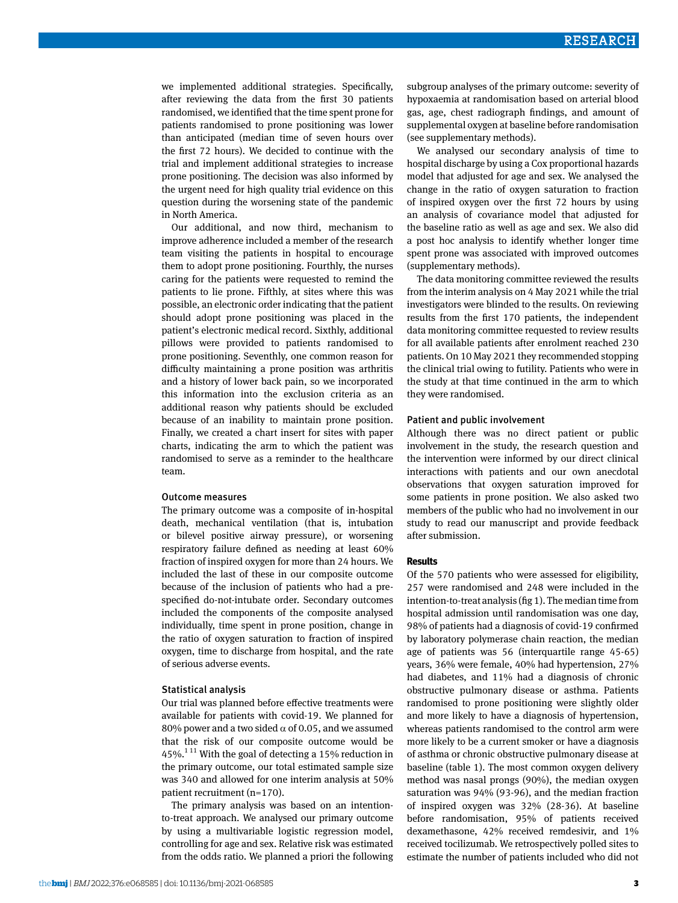we implemented additional strategies. Specifically, after reviewing the data from the first 30 patients randomised, we identified that the time spent prone for patients randomised to prone positioning was lower than anticipated (median time of seven hours over the first 72 hours). We decided to continue with the trial and implement additional strategies to increase prone positioning. The decision was also informed by the urgent need for high quality trial evidence on this question during the worsening state of the pandemic in North America.

Our additional, and now third, mechanism to improve adherence included a member of the research team visiting the patients in hospital to encourage them to adopt prone positioning. Fourthly, the nurses caring for the patients were requested to remind the patients to lie prone. Fifthly, at sites where this was possible, an electronic order indicating that the patient should adopt prone positioning was placed in the patient's electronic medical record. Sixthly, additional pillows were provided to patients randomised to prone positioning. Seventhly, one common reason for difficulty maintaining a prone position was arthritis and a history of lower back pain, so we incorporated this information into the exclusion criteria as an additional reason why patients should be excluded because of an inability to maintain prone position. Finally, we created a chart insert for sites with paper charts, indicating the arm to which the patient was randomised to serve as a reminder to the healthcare team.

### Outcome measures

The primary outcome was a composite of in-hospital death, mechanical ventilation (that is, intubation or bilevel positive airway pressure), or worsening respiratory failure defined as needing at least 60% fraction of inspired oxygen for more than 24 hours. We included the last of these in our composite outcome because of the inclusion of patients who had a prespecified do-not-intubate order. Secondary outcomes included the components of the composite analysed individually, time spent in prone position, change in the ratio of oxygen saturation to fraction of inspired oxygen, time to discharge from hospital, and the rate of serious adverse events.

### Statistical analysis

Our trial was planned before effective treatments were available for patients with covid-19. We planned for 80% power and a two sided $\alpha$ of 0.05, and we assumed that the risk of our composite outcome would be 45%.[1,11] With the goal of detecting a 15% reduction in the primary outcome, our total estimated sample size was 340 and allowed for one interim analysis at 50% patient recruitment (n=170).

The primary analysis was based on an intention-to-treat approach. We analysed our primary outcome by using a multivariable logistic regression model, controlling for age and sex. Relative risk was estimated from the odds ratio. We planned a priori the following subgroup analyses of the primary outcome: severity of hypoxaemia at randomisation based on arterial blood gas, age, chest radiograph findings, and amount of supplemental oxygen at baseline before randomisation (see supplementary methods).

We analysed our secondary analysis of time to hospital discharge by using a Cox proportional hazards model that adjusted for age and sex. We analysed the change in the ratio of oxygen saturation to fraction of inspired oxygen over the first 72 hours by using an analysis of covariance model that adjusted for the baseline ratio as well as age and sex. We also did a post hoc analysis to identify whether longer time spent prone was associated with improved outcomes (supplementary methods).

The data monitoring committee reviewed the results from the interim analysis on 4 May 2021 while the trial investigators were blinded to the results. On reviewing results from the first 170 patients, the independent data monitoring committee requested to review results for all available patients after enrolment reached 230 patients. On 10 May 2021 they recommended stopping the clinical trial owing to futility. Patients who were in the study at that time continued in the arm to which they were randomised.

### Patient and public involvement

Although there was no direct patient or public involvement in the study, the research question and the intervention were informed by our direct clinical interactions with patients and our own anecdotal observations that oxygen saturation improved for some patients in prone position. We also asked two members of the public who had no involvement in our study to read our manuscript and provide feedback after submission.

## Results

Of the 570 patients who were assessed for eligibility, 257 were randomised and 248 were included in the intention-to-treat analysis (fig 1). The median time from hospital admission until randomisation was one day, 98% of patients had a diagnosis of covid-19 confirmed by laboratory polymerase chain reaction, the median age of patients was 56 (interquartile range 45-65) years, 36% were female, 40% had hypertension, 27% had diabetes, and 11% had a diagnosis of chronic obstructive pulmonary disease or asthma. Patients randomised to prone positioning were slightly older and more likely to have a diagnosis of hypertension, whereas patients randomised to the control arm were more likely to be a current smoker or have a diagnosis of asthma or chronic obstructive pulmonary disease at baseline (table 1). The most common oxygen delivery method was nasal prongs (90%), the median oxygen saturation was 94% (93-96), and the median fraction of inspired oxygen was 32% (28-36). At baseline before randomisation, 95% of patients received dexamethasone, 42% received remdesivir, and 1% received tocilizumab. We retrospectively polled sites to estimate the number of patients included who did not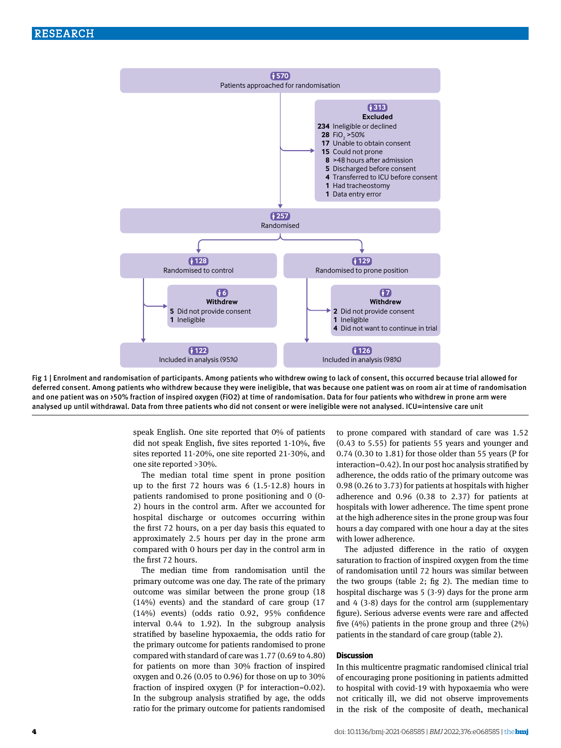570
Patients approached for randomisation

313
**Excluded**
- 234 Ineligible or declined
- 28 $FiO_2$ >50%
- 17 Unable to obtain consent
- 15 Could not prone
- 8 >48 hours after admission
- 5 Discharged before consent
- 4 Transferred to ICU before consent
- 1 Had tracheostomy
- 1 Data entry error

257
Randomised

128
Randomised to control

6
**Withdrew**
- 5 Did not provide consent
- 1 Ineligible

122
Included in analysis (95%)

129
Randomised to prone position

7
**Withdrew**
- 2 Did not provide consent
- 1 Ineligible
- 4 Did not want to continue in trial

126
Included in analysis (98%)

Fig 1 | Enrolment and randomisation of participants. Among patients who withdrew owing to lack of consent, this occurred because trial allowed for deferred consent. Among patients who withdrew because they were ineligible, that was because one patient was on room air at time of randomisation and one patient was on >50% fraction of inspired oxygen (FiO2) at time of randomisation. Data for four patients who withdrew in prone arm were analysed up until withdrawal. Data from three patients who did not consent or were ineligible were not analysed. ICU=intensive care unit

speak English. One site reported that 0% of patients did not speak English, five sites reported 1-10%, five sites reported 11-20%, one site reported 21-30%, and one site reported >30%.

The median total time spent in prone position up to the first 72 hours was 6 (1.5-12.8) hours in patients randomised to prone positioning and 0 (0-2) hours in the control arm. After we accounted for hospital discharge or outcomes occurring within the first 72 hours, on a per day basis this equated to approximately 2.5 hours per day in the prone arm compared with 0 hours per day in the control arm in the first 72 hours.

The median time from randomisation until the primary outcome was one day. The rate of the primary outcome was similar between the prone group (18 (14%) events) and the standard of care group (17 (14%) events) (odds ratio 0.92, 95% confidence interval 0.44 to 1.92). In the subgroup analysis stratified by baseline hypoxaemia, the odds ratio for the primary outcome for patients randomised to prone compared with standard of care was 1.77 (0.69 to 4.80) for patients on more than 30% fraction of inspired oxygen and 0.26 (0.05 to 0.96) for those on up to 30% fraction of inspired oxygen (P for interaction=0.02). In the subgroup analysis stratified by age, the odds ratio for the primary outcome for patients randomised to prone compared with standard of care was 1.52 (0.43 to 5.55) for patients 55 years and younger and 0.74 (0.30 to 1.81) for those older than 55 years (P for interaction=0.42). In our post hoc analysis stratified by adherence, the odds ratio of the primary outcome was 0.98 (0.26 to 3.73) for patients at hospitals with higher adherence and 0.96 (0.38 to 2.37) for patients at hospitals with lower adherence. The time spent prone at the high adherence sites in the prone group was four hours a day compared with one hour a day at the sites with lower adherence.

The adjusted difference in the ratio of oxygen saturation to fraction of inspired oxygen from the time of randomisation until 72 hours was similar between the two groups (table 2; fig 2). The median time to hospital discharge was 5 (3-9) days for the prone arm and 4 (3-8) days for the control arm (supplementary figure). Serious adverse events were rare and affected five (4%) patients in the prone group and three (2%) patients in the standard of care group (table 2).

## Discussion

In this multicentre pragmatic randomised clinical trial of encouraging prone positioning in patients admitted to hospital with covid-19 with hypoxaemia who were not critically ill, we did not observe improvements in the risk of the composite of death, mechanical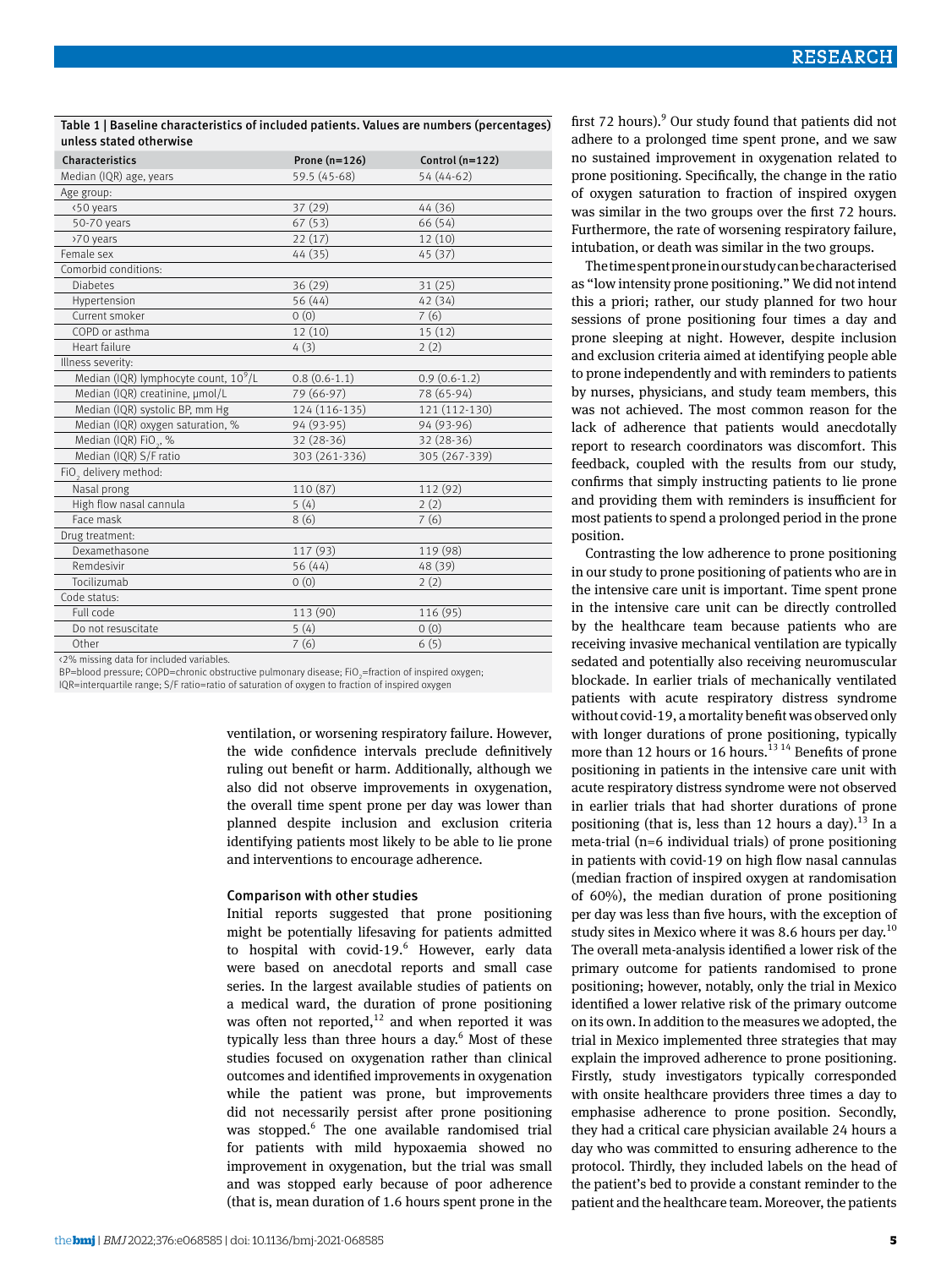Table 1 | Baseline characteristics of included patients. Values are numbers (percentages) unless stated otherwise

| Characteristics | Prone (n=126) | Control (n=122) |
|---|---|---|
| Median (IQR) age, years | 59.5 (45-68) | 54 (44-62) |
| Age group: | | |
| <50 years | 37 (29) | 44 (36) |
| 50-70 years | 67 (53) | 66 (54) |
| >70 years | 22 (17) | 12 (10) |
| Female sex | 44 (35) | 45 (37) |
| Comorbid conditions: | | |
| Diabetes | 36 (29) | 31 (25) |
| Hypertension | 56 (44) | 42 (34) |
| Current smoker | 0 (0) | 7 (6) |
| COPD or asthma | 12 (10) | 15 (12) |
| Heart failure | 4 (3) | 2 (2) |
| Illness severity: | | |
| Median (IQR) lymphocyte count, $10^9$/L | 0.8 (0.6-1.1) | 0.9 (0.6-1.2) |
| Median (IQR) creatinine, µmol/L | 79 (66-97) | 78 (65-94) |
| Median (IQR) systolic BP, mm Hg | 124 (116-135) | 121 (112-130) |
| Median (IQR) oxygen saturation, % | 94 (93-95) | 94 (93-96) |
| Median (IQR) $FiO_2$, % | 32 (28-36) | 32 (28-36) |
| Median (IQR) S/F ratio | 303 (261-336) | 305 (267-339) |
| $FiO_2$ delivery method: | | |
| Nasal prong | 110 (87) | 112 (92) |
| High flow nasal cannula | 5 (4) | 2 (2) |
| Face mask | 8 (6) | 7 (6) |
| Drug treatment: | | |
| Dexamethasone | 117 (93) | 119 (98) |
| Remdesivir | 56 (44) | 48 (39) |
| Tocilizumab | 0 (0) | 2 (2) |
| Code status: | | |
| Full code | 113 (90) | 116 (95) |
| Do not resuscitate | 5 (4) | 0 (0) |
| Other | 7 (6) | 6 (5) |

<2% missing data for included variables.

BP=blood pressure; COPD=chronic obstructive pulmonary disease; $FiO_2$=fraction of inspired oxygen; IQR=interquartile range; S/F ratio=ratio of saturation of oxygen to fraction of inspired oxygen

ventilation, or worsening respiratory failure. However, the wide confidence intervals preclude definitively ruling out benefit or harm. Additionally, although we also did not observe improvements in oxygenation, the overall time spent prone per day was lower than planned despite inclusion and exclusion criteria identifying patients most likely to be able to lie prone and interventions to encourage adherence.

### Comparison with other studies

Initial reports suggested that prone positioning might be potentially lifesaving for patients admitted to hospital with covid-19.[6] However, early data were based on anecdotal reports and small case series. In the largest available studies of patients on a medical ward, the duration of prone positioning was often not reported,[12] and when reported it was typically less than three hours a day.[6] Most of these studies focused on oxygenation rather than clinical outcomes and identified improvements in oxygenation while the patient was prone, but improvements did not necessarily persist after prone positioning was stopped.[6] The one available randomised trial for patients with mild hypoxaemia showed no improvement in oxygenation, but the trial was small and was stopped early because of poor adherence (that is, mean duration of 1.6 hours spent prone in the first 72 hours).[9] Our study found that patients did not adhere to a prolonged time spent prone, and we saw no sustained improvement in oxygenation related to prone positioning. Specifically, the change in the ratio of oxygen saturation to fraction of inspired oxygen was similar in the two groups over the first 72 hours. Furthermore, the rate of worsening respiratory failure, intubation, or death was similar in the two groups.

The time spent prone in our study can be characterised as "low intensity prone positioning." We did not intend this a priori; rather, our study planned for two hour sessions of prone positioning four times a day and prone sleeping at night. However, despite inclusion and exclusion criteria aimed at identifying people able to prone independently and with reminders to patients by nurses, physicians, and study team members, this was not achieved. The most common reason for the lack of adherence that patients would anecdotally report to research coordinators was discomfort. This feedback, coupled with the results from our study, confirms that simply instructing patients to lie prone and providing them with reminders is insufficient for most patients to spend a prolonged period in the prone position.

Contrasting the low adherence to prone positioning in our study to prone positioning of patients who are in the intensive care unit is important. Time spent prone in the intensive care unit can be directly controlled by the healthcare team because patients who are receiving invasive mechanical ventilation are typically sedated and potentially also receiving neuromuscular blockade. In earlier trials of mechanically ventilated patients with acute respiratory distress syndrome without covid-19, a mortality benefit was observed only with longer durations of prone positioning, typically more than 12 hours or 16 hours.[13,14] Benefits of prone positioning in patients in the intensive care unit with acute respiratory distress syndrome were not observed in earlier trials that had shorter durations of prone positioning (that is, less than 12 hours a day).[13] In a meta-trial (n=6 individual trials) of prone positioning in patients with covid-19 on high flow nasal cannulas (median fraction of inspired oxygen at randomisation of 60%), the median duration of prone positioning per day was less than five hours, with the exception of study sites in Mexico where it was 8.6 hours per day.[10] The overall meta-analysis identified a lower risk of the primary outcome for patients randomised to prone positioning; however, notably, only the trial in Mexico identified a lower relative risk of the primary outcome on its own. In addition to the measures we adopted, the trial in Mexico implemented three strategies that may explain the improved adherence to prone positioning. Firstly, study investigators typically corresponded with onsite healthcare providers three times a day to emphasise adherence to prone position. Secondly, they had a critical care physician available 24 hours a day who was committed to ensuring adherence to the protocol. Thirdly, they included labels on the head of the patient's bed to provide a constant reminder to the patient and the healthcare team. Moreover, the patients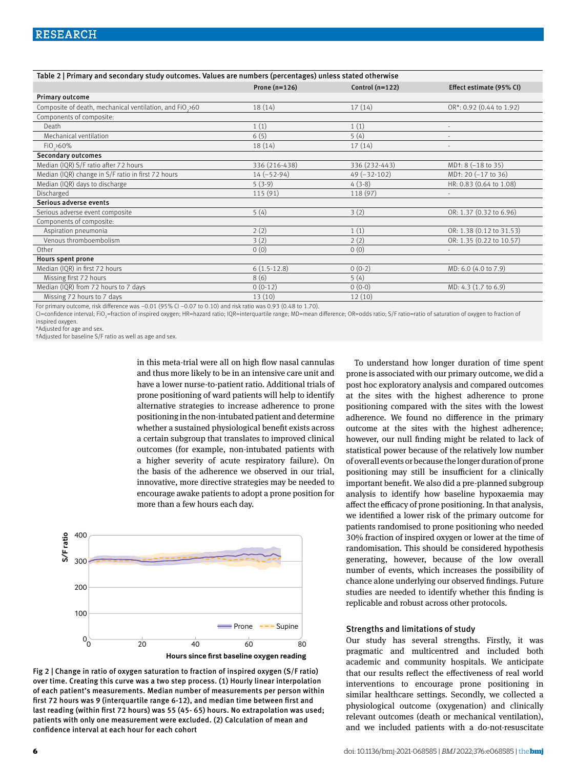**Table 2 | Primary and secondary study outcomes. Values are numbers (percentages) unless stated otherwise**

| | Prone (n=126) | Control (n=122) | Effect estimate (95% CI) |
|---|---|---|---|
| **Primary outcome** | | | |
| Composite of death, mechanical ventilation, and $FiO_2$>60 | 18 (14) | 17 (14) | OR*: 0.92 (0.44 to 1.92) |
| Components of composite: | | | |
| Death | 1 (1) | 1 (1) | - |
| Mechanical ventilation | 6 (5) | 5 (4) | - |
| $FiO_2$>60% | 18 (14) | 17 (14) | - |
| **Secondary outcomes** | | | |
| Median (IQR) S/F ratio after 72 hours | 336 (216-438) | 336 (232-443) | MD†: 8 (−18 to 35) |
| Median (IQR) change in S/F ratio in first 72 hours | 14 (−52-94) | 49 (−32-102) | MD†: 20 (−17 to 36) |
| Median (IQR) days to discharge | 5 (3-9) | 4 (3-8) | HR: 0.83 (0.64 to 1.08) |
| Discharged | 115 (91) | 118 (97) | - |
| **Serious adverse events** | | | |
| Serious adverse event composite | 5 (4) | 3 (2) | OR: 1.37 (0.32 to 6.96) |
| Components of composite: | | | |
| Aspiration pneumonia | 2 (2) | 1 (1) | OR: 1.38 (0.12 to 31.53) |
| Venous thromboembolism | 3 (2) | 2 (2) | OR: 1.35 (0.22 to 10.57) |
| Other | 0 (0) | 0 (0) | - |
| **Hours spent prone** | | | |
| Median (IQR) in first 72 hours | 6 (1.5-12.8) | 0 (0-2) | MD: 6.0 (4.0 to 7.9) |
| Missing first 72 hours | 8 (6) | 5 (4) | |
| Median (IQR) from 72 hours to 7 days | 0 (0-12) | 0 (0-0) | MD: 4.3 (1.7 to 6.9) |
| Missing 72 hours to 7 days | 13 (10) | 12 (10) | |

For primary outcome, risk difference was −0.01 (95% CI −0.07 to 0.10) and risk ratio was 0.93 (0.48 to 1.70).
CI=confidence interval; $FiO_2$=fraction of inspired oxygen; HR=hazard ratio; IQR=interquartile range; MD=mean difference; OR=odds ratio; S/F ratio=ratio of saturation of oxygen to fraction of inspired oxygen.
*Adjusted for age and sex.
†Adjusted for baseline S/F ratio as well as age and sex.

in this meta-trial were all on high flow nasal cannulas and thus more likely to be in an intensive care unit and have a lower nurse-to-patient ratio. Additional trials of prone positioning of ward patients will help to identify alternative strategies to increase adherence to prone positioning in the non-intubated patient and determine whether a sustained physiological benefit exists across a certain subgroup that translates to improved clinical outcomes (for example, non-intubated patients with a higher severity of acute respiratory failure). On the basis of the adherence we observed in our trial, innovative, more directive strategies may be needed to encourage awake patients to adopt a prone position for more than a few hours each day.

Fig 2 | Change in ratio of oxygen saturation to fraction of inspired oxygen (S/F ratio) over time. Creating this curve was a two step process. (1) Hourly linear interpolation of each patient's measurements. Median number of measurements per person within first 72 hours was 9 (interquartile range 6-12), and median time between first and last reading (within first 72 hours) was 55 (45- 65) hours. No extrapolation was used; patients with only one measurement were excluded. (2) Calculation of mean and confidence interval at each hour for each cohort

To understand how longer duration of time spent prone is associated with our primary outcome, we did a post hoc exploratory analysis and compared outcomes at the sites with the highest adherence to prone positioning compared with the sites with the lowest adherence. We found no difference in the primary outcome at the sites with the highest adherence; however, our null finding might be related to lack of statistical power because of the relatively low number of overall events or because the longer duration of prone positioning may still be insufficient for a clinically important benefit. We also did a pre-planned subgroup analysis to identify how baseline hypoxaemia may affect the efficacy of prone positioning. In that analysis, we identified a lower risk of the primary outcome for patients randomised to prone positioning who needed 30% fraction of inspired oxygen or lower at the time of randomisation. This should be considered hypothesis generating, however, because of the low overall number of events, which increases the possibility of chance alone underlying our observed findings. Future studies are needed to identify whether this finding is replicable and robust across other protocols.

### Strengths and limitations of study

Our study has several strengths. Firstly, it was pragmatic and multicentred and included both academic and community hospitals. We anticipate that our results reflect the effectiveness of real world interventions to encourage prone positioning in similar healthcare settings. Secondly, we collected a physiological outcome (oxygenation) and clinically relevant outcomes (death or mechanical ventilation), and we included patients with a do-not-resuscitate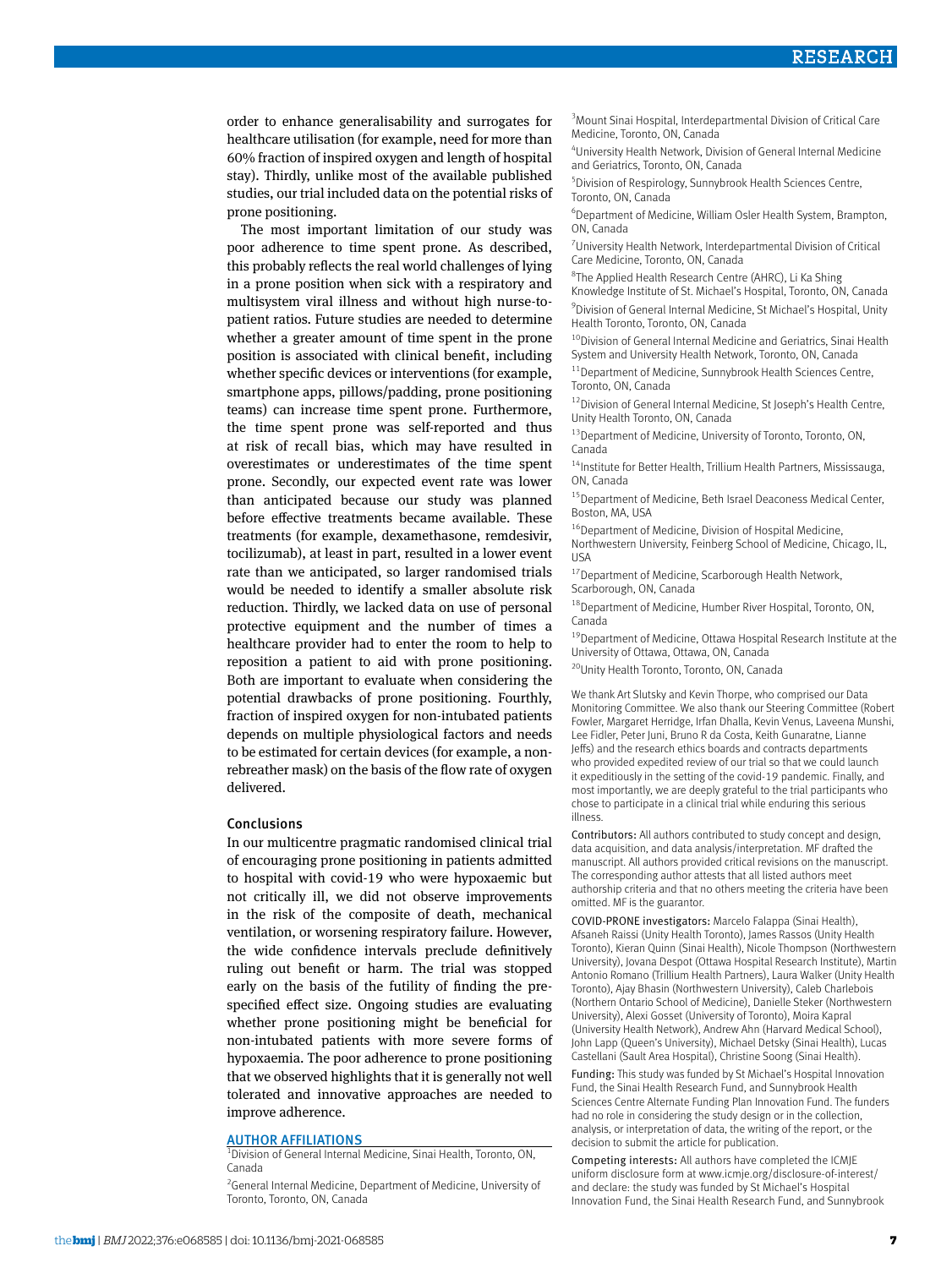order to enhance generalisability and surrogates for healthcare utilisation (for example, need for more than 60% fraction of inspired oxygen and length of hospital stay). Thirdly, unlike most of the available published studies, our trial included data on the potential risks of prone positioning.

The most important limitation of our study was poor adherence to time spent prone. As described, this probably reflects the real world challenges of lying in a prone position when sick with a respiratory and multisystem viral illness and without high nurse-to-patient ratios. Future studies are needed to determine whether a greater amount of time spent in the prone position is associated with clinical benefit, including whether specific devices or interventions (for example, smartphone apps, pillows/padding, prone positioning teams) can increase time spent prone. Furthermore, the time spent prone was self-reported and thus at risk of recall bias, which may have resulted in overestimates or underestimates of the time spent prone. Secondly, our expected event rate was lower than anticipated because our study was planned before effective treatments became available. These treatments (for example, dexamethasone, remdesivir, tocilizumab), at least in part, resulted in a lower event rate than we anticipated, so larger randomised trials would be needed to identify a smaller absolute risk reduction. Thirdly, we lacked data on use of personal protective equipment and the number of times a healthcare provider had to enter the room to help to reposition a patient to aid with prone positioning. Both are important to evaluate when considering the potential drawbacks of prone positioning. Fourthly, fraction of inspired oxygen for non-intubated patients depends on multiple physiological factors and needs to be estimated for certain devices (for example, a non-rebreather mask) on the basis of the flow rate of oxygen delivered.

## Conclusions

In our multicentre pragmatic randomised clinical trial of encouraging prone positioning in patients admitted to hospital with covid-19 who were hypoxaemic but not critically ill, we did not observe improvements in the risk of the composite of death, mechanical ventilation, or worsening respiratory failure. However, the wide confidence intervals preclude definitively ruling out benefit or harm. The trial was stopped early on the basis of the futility of finding the pre-specified effect size. Ongoing studies are evaluating whether prone positioning might be beneficial for non-intubated patients with more severe forms of hypoxaemia. The poor adherence to prone positioning that we observed highlights that it is generally not well tolerated and innovative approaches are needed to improve adherence.

## AUTHOR AFFILIATIONS

[1]Division of General Internal Medicine, Sinai Health, Toronto, ON, Canada

[2]General Internal Medicine, Department of Medicine, University of Toronto, Toronto, ON, Canada

[3]Mount Sinai Hospital, Interdepartmental Division of Critical Care Medicine, Toronto, ON, Canada

[4]University Health Network, Division of General Internal Medicine and Geriatrics, Toronto, ON, Canada

[5]Division of Respirology, Sunnybrook Health Sciences Centre, Toronto, ON, Canada

[6]Department of Medicine, William Osler Health System, Brampton, ON, Canada

[7]University Health Network, Interdepartmental Division of Critical Care Medicine, Toronto, ON, Canada

[8]The Applied Health Research Centre (AHRC), Li Ka Shing Knowledge Institute of St. Michael's Hospital, Toronto, ON, Canada

[9]Division of General Internal Medicine, St Michael's Hospital, Unity Health Toronto, Toronto, ON, Canada

[10]Division of General Internal Medicine and Geriatrics, Sinai Health System and University Health Network, Toronto, ON, Canada

[11]Department of Medicine, Sunnybrook Health Sciences Centre, Toronto, ON, Canada

[12]Division of General Internal Medicine, St Joseph's Health Centre, Unity Health Toronto, ON, Canada

[13]Department of Medicine, University of Toronto, Toronto, ON, Canada

[14]Institute for Better Health, Trillium Health Partners, Mississauga, ON, Canada

[15]Department of Medicine, Beth Israel Deaconess Medical Center, Boston, MA, USA

[16]Department of Medicine, Division of Hospital Medicine, Northwestern University, Feinberg School of Medicine, Chicago, IL, USA

[17]Department of Medicine, Scarborough Health Network, Scarborough, ON, Canada

[18]Department of Medicine, Humber River Hospital, Toronto, ON, Canada

[19]Department of Medicine, Ottawa Hospital Research Institute at the University of Ottawa, Ottawa, ON, Canada

[20]Unity Health Toronto, Toronto, ON, Canada

We thank Art Slutsky and Kevin Thorpe, who comprised our Data Monitoring Committee. We also thank our Steering Committee (Robert Fowler, Margaret Herridge, Irfan Dhalla, Kevin Venus, Laveena Munshi, Lee Fidler, Peter Juni, Bruno R da Costa, Keith Gunaratne, Lianne Jeffs) and the research ethics boards and contracts departments who provided expedited review of our trial so that we could launch it expeditiously in the setting of the covid-19 pandemic. Finally, and most importantly, we are deeply grateful to the trial participants who chose to participate in a clinical trial while enduring this serious illness.

**Contributors:** All authors contributed to study concept and design, data acquisition, and data analysis/interpretation. MF drafted the manuscript. All authors provided critical revisions on the manuscript. The corresponding author attests that all listed authors meet authorship criteria and that no others meeting the criteria have been omitted. MF is the guarantor.

**COVID-PRONE investigators:** Marcelo Falappa (Sinai Health), Afsaneh Raissi (Unity Health Toronto), James Rassos (Unity Health Toronto), Kieran Quinn (Sinai Health), Nicole Thompson (Northwestern University), Jovana Despot (Ottawa Hospital Research Institute), Martin Antonio Romano (Trillium Health Partners), Laura Walker (Unity Health Toronto), Ajay Bhasin (Northwestern University), Caleb Charlebois (Northern Ontario School of Medicine), Danielle Steker (Northwestern University), Alexi Gosset (University of Toronto), Moira Kapral (University Health Network), Andrew Ahn (Harvard Medical School), John Lapp (Queen's University), Michael Detsky (Sinai Health), Lucas Castellani (Sault Area Hospital), Christine Soong (Sinai Health).

**Funding:** This study was funded by St Michael's Hospital Innovation Fund, the Sinai Health Research Fund, and Sunnybrook Health Sciences Centre Alternate Funding Plan Innovation Fund. The funders had no role in considering the study design or in the collection, analysis, or interpretation of data, the writing of the report, or the decision to submit the article for publication.

**Competing interests:** All authors have completed the ICMJE uniform disclosure form at www.icmje.org/disclosure-of-interest/ and declare: the study was funded by St Michael's Hospital Innovation Fund, the Sinai Health Research Fund, and Sunnybrook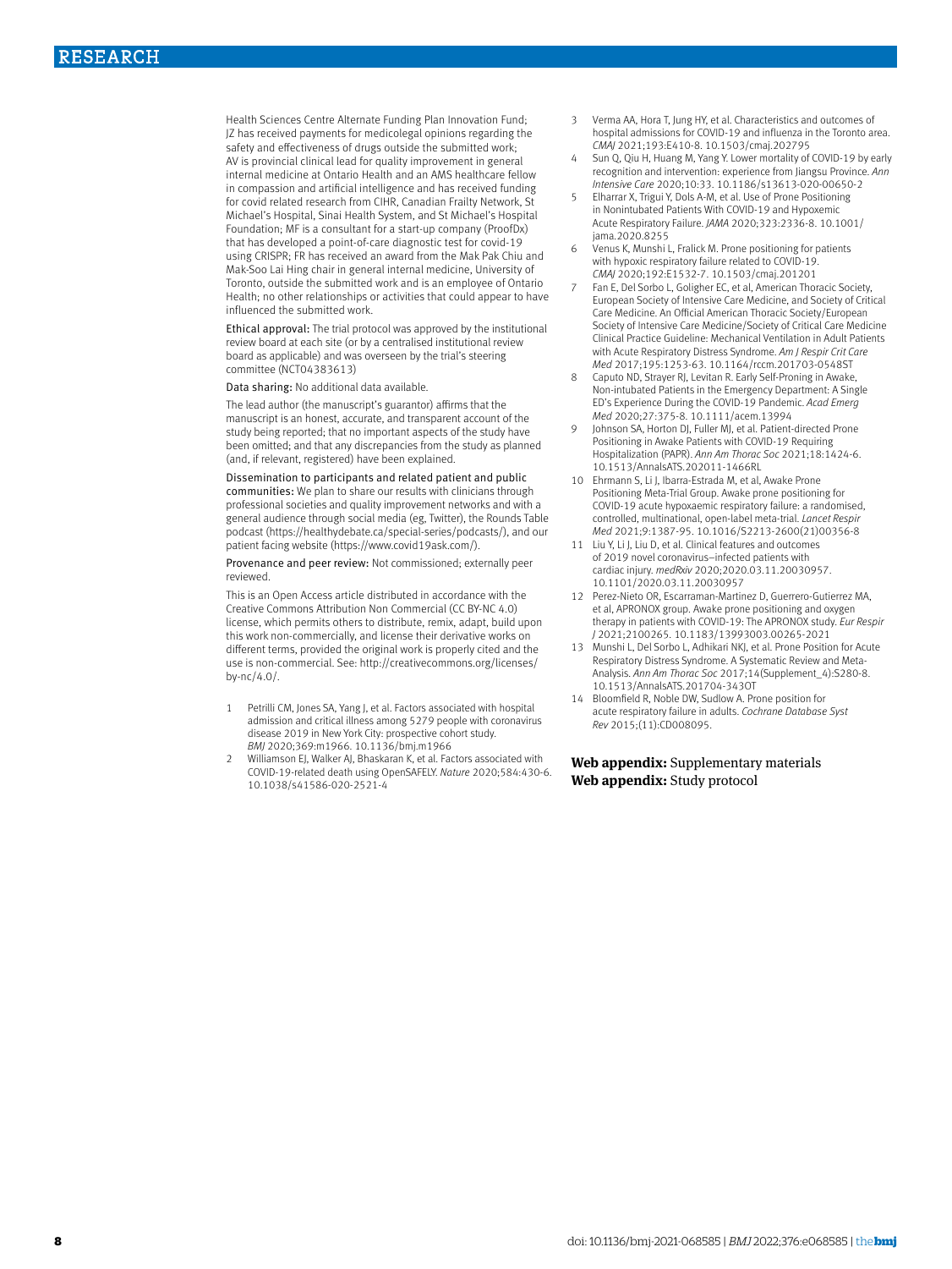Health Sciences Centre Alternate Funding Plan Innovation Fund; JZ has received payments for medicolegal opinions regarding the safety and effectiveness of drugs outside the submitted work; AV is provincial clinical lead for quality improvement in general internal medicine at Ontario Health and an AMS healthcare fellow in compassion and artificial intelligence and has received funding for covid related research from CIHR, Canadian Frailty Network, St Michael's Hospital, Sinai Health System, and St Michael's Hospital Foundation; MF is a consultant for a start-up company (ProofDx) that has developed a point-of-care diagnostic test for covid-19 using CRISPR; FR has received an award from the Mak Pak Chiu and Mak-Soo Lai Hing chair in general internal medicine, University of Toronto, outside the submitted work and is an employee of Ontario Health; no other relationships or activities that could appear to have influenced the submitted work.

Ethical approval: The trial protocol was approved by the institutional review board at each site (or by a centralised institutional review board as applicable) and was overseen by the trial's steering committee (NCT04383613)

Data sharing: No additional data available.

The lead author (the manuscript's guarantor) affirms that the manuscript is an honest, accurate, and transparent account of the study being reported; that no important aspects of the study have been omitted; and that any discrepancies from the study as planned (and, if relevant, registered) have been explained.

Dissemination to participants and related patient and public communities: We plan to share our results with clinicians through professional societies and quality improvement networks and with a general audience through social media (eg, Twitter), the Rounds Table podcast (https://healthydebate.ca/special-series/podcasts/), and our patient facing website (https://www.covid19ask.com/).

Provenance and peer review: Not commissioned; externally peer reviewed.

This is an Open Access article distributed in accordance with the Creative Commons Attribution Non Commercial (CC BY-NC 4.0) license, which permits others to distribute, remix, adapt, build upon this work non-commercially, and license their derivative works on different terms, provided the original work is properly cited and the use is non-commercial. See: http://creativecommons.org/licenses/by-nc/4.0/.

1. Petrilli CM, Jones SA, Yang J, et al. Factors associated with hospital admission and critical illness among 5279 people with coronavirus disease 2019 in New York City: prospective cohort study. *BMJ* 2020;369:m1966. 10.1136/bmj.m1966
2. Williamson EJ, Walker AJ, Bhaskaran K, et al. Factors associated with COVID-19-related death using OpenSAFELY. *Nature* 2020;584:430-6. 10.1038/s41586-020-2521-4
3. Verma AA, Hora T, Jung HY, et al. Characteristics and outcomes of hospital admissions for COVID-19 and influenza in the Toronto area. *CMAJ* 2021;193:E410-8. 10.1503/cmaj.202795
4. Sun Q, Qiu H, Huang M, Yang Y. Lower mortality of COVID-19 by early recognition and intervention: experience from Jiangsu Province. *Ann Intensive Care* 2020;10:33. 10.1186/s13613-020-00650-2
5. Elharrar X, Trigui Y, Dols A-M, et al. Use of Prone Positioning in Nonintubated Patients With COVID-19 and Hypoxemic Acute Respiratory Failure. *JAMA* 2020;323:2336-8. 10.1001/jama.2020.8255
6. Venus K, Munshi L, Fralick M. Prone positioning for patients with hypoxic respiratory failure related to COVID-19. *CMAJ* 2020;192:E1532-7. 10.1503/cmaj.201201
7. Fan E, Del Sorbo L, Goligher EC, et al, American Thoracic Society, European Society of Intensive Care Medicine, and Society of Critical Care Medicine. An Official American Thoracic Society/European Society of Intensive Care Medicine/Society of Critical Care Medicine Clinical Practice Guideline: Mechanical Ventilation in Adult Patients with Acute Respiratory Distress Syndrome. *Am J Respir Crit Care Med* 2017;195:1253-63. 10.1164/rccm.201703-0548ST
8. Caputo ND, Strayer RJ, Levitan R. Early Self-Proning in Awake, Non-intubated Patients in the Emergency Department: A Single ED's Experience During the COVID-19 Pandemic. *Acad Emerg Med* 2020;27:375-8. 10.1111/acem.13994
9. Johnson SA, Horton DJ, Fuller MJ, et al. Patient-directed Prone Positioning in Awake Patients with COVID-19 Requiring Hospitalization (PAPR). *Ann Am Thorac Soc* 2021;18:1424-6. 10.1513/AnnalsATS.202011-1466RL
10. Ehrmann S, Li J, Ibarra-Estrada M, et al, Awake Prone Positioning Meta-Trial Group. Awake prone positioning for COVID-19 acute hypoxaemic respiratory failure: a randomised, controlled, multinational, open-label meta-trial. *Lancet Respir Med* 2021;9:1387-95. 10.1016/S2213-2600(21)00356-8
11. Liu Y, Li J, Liu D, et al. Clinical features and outcomes of 2019 novel coronavirus–infected patients with cardiac injury. *medRxiv* 2020;2020.03.11.20030957. 10.1101/2020.03.11.20030957
12. Perez-Nieto OR, Escarraman-Martinez D, Guerrero-Gutierrez MA, et al, APRONOX group. Awake prone positioning and oxygen therapy in patients with COVID-19: The APRONOX study. *Eur Respir J* 2021;2100265. 10.1183/13993003.00265-2021
13. Munshi L, Del Sorbo L, Adhikari NKJ, et al. Prone Position for Acute Respiratory Distress Syndrome. A Systematic Review and Meta-Analysis. *Ann Am Thorac Soc* 2017;14(Supplement_4):S280-8. 10.1513/AnnalsATS.201704-343OT
14. Bloomfield R, Noble DW, Sudlow A. Prone position for acute respiratory failure in adults. *Cochrane Database Syst Rev* 2015;(11):CD008095.

**Web appendix:** Supplementary materials
**Web appendix:** Study protocol